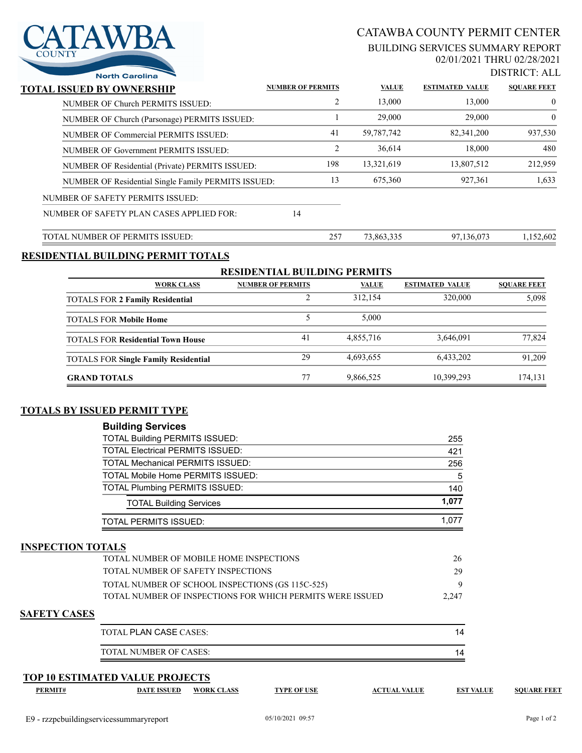# CATAWBA COUNTY PERMIT CENTER

## BUILDING SERVICES SUMMARY REPORT

02/01/2021 THRU 02/28/2021

DISTRICT: ALL

## TOTAL ISSUED BY OWNERSHIP

| | NUMBER OF PERMITS | VALUE | ESTIMATED VALUE | SQUARE FEET |
|---|---|---|---|---|
| NUMBER OF Church PERMITS ISSUED: | 2 | 13,000 | 13,000 | 0 |
| NUMBER OF Church (Parsonage) PERMITS ISSUED: | 1 | 29,000 | 29,000 | 0 |
| NUMBER OF Commercial PERMITS ISSUED: | 41 | 59,787,742 | 82,341,200 | 937,530 |
| NUMBER OF Government PERMITS ISSUED: | 2 | 36,614 | 18,000 | 480 |
| NUMBER OF Residential (Private) PERMITS ISSUED: | 198 | 13,321,619 | 13,807,512 | 212,959 |
| NUMBER OF Residential Single Family PERMITS ISSUED: | 13 | 675,360 | 927,361 | 1,633 |
| NUMBER OF SAFETY PERMITS ISSUED: | | | | |
| NUMBER OF SAFETY PLAN CASES APPLIED FOR: 14 | | | | |
| TOTAL NUMBER OF PERMITS ISSUED: | 257 | 73,863,335 | 97,136,073 | 1,152,602 |

## RESIDENTIAL BUILDING PERMIT TOTALS

### RESIDENTIAL BUILDING PERMITS

| WORK CLASS | NUMBER OF PERMITS | VALUE | ESTIMATED VALUE | SQUARE FEET |
|---|---|---|---|---|
| TOTALS FOR **2 Family Residential** | 2 | 312,154 | 320,000 | 5,098 |
| TOTALS FOR **Mobile Home** | 5 | 5,000 | | |
| TOTALS FOR **Residential Town House** | 41 | 4,855,716 | 3,646,091 | 77,824 |
| TOTALS FOR **Single Family Residential** | 29 | 4,693,655 | 6,433,202 | 91,209 |
| **GRAND TOTALS** | 77 | 9,866,525 | 10,399,293 | 174,131 |

## TOTALS BY ISSUED PERMIT TYPE

**Building Services**

| | |
|---|---|
| TOTAL Building PERMITS ISSUED: | 255 |
| TOTAL Electrical PERMITS ISSUED: | 421 |
| TOTAL Mechanical PERMITS ISSUED: | 256 |
| TOTAL Mobile Home PERMITS ISSUED: | 5 |
| TOTAL Plumbing PERMITS ISSUED: | 140 |
| TOTAL Building Services | **1,077** |
| TOTAL PERMITS ISSUED: | 1,077 |

## INSPECTION TOTALS

| | |
|---|---|
| TOTAL NUMBER OF MOBILE HOME INSPECTIONS | 26 |
| TOTAL NUMBER OF SAFETY INSPECTIONS | 29 |
| TOTAL NUMBER OF SCHOOL INSPECTIONS (GS 115C-525) | 9 |
| TOTAL NUMBER OF INSPECTIONS FOR WHICH PERMITS WERE ISSUED | 2,247 |

## SAFETY CASES

| | |
|---|---|
| TOTAL PLAN CASE CASES: | 14 |
| TOTAL NUMBER OF CASES: | 14 |

## TOP 10 ESTIMATED VALUE PROJECTS

| PERMIT# | DATE ISSUED | WORK CLASS | TYPE OF USE | ACTUAL VALUE | EST VALUE | SQUARE FEET |
|---|---|---|---|---|---|---|

E9 - rzzpcbuildingservicessummaryreport 05/10/2021 09:57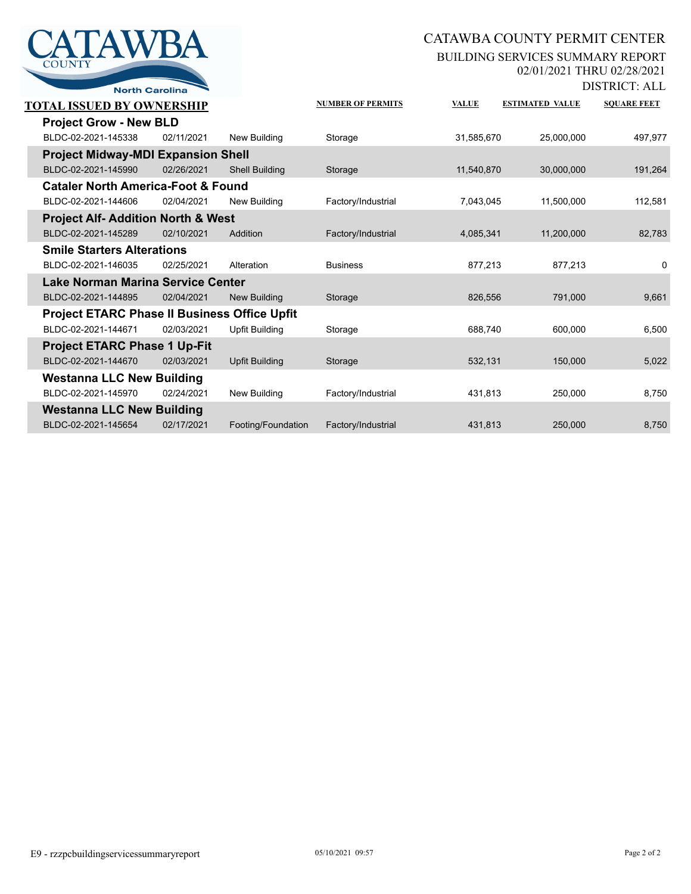CATAWBA COUNTY PERMIT CENTER

BUILDING SERVICES SUMMARY REPORT

02/01/2021 THRU 02/28/2021

DISTRICT: ALL

| TOTAL ISSUED BY OWNERSHIP | | | NUMBER OF PERMITS | VALUE | ESTIMATED VALUE | SQUARE FEET |
|---|---|---|---|---|---|---|
| **Project Grow - New BLD** | | | | | | |
| BLDC-02-2021-145338 | 02/11/2021 | New Building | Storage | 31,585,670 | 25,000,000 | 497,977 |
| **Project Midway-MDI Expansion Shell** | | | | | | |
| BLDC-02-2021-145990 | 02/26/2021 | Shell Building | Storage | 11,540,870 | 30,000,000 | 191,264 |
| **Cataler North America-Foot & Found** | | | | | | |
| BLDC-02-2021-144606 | 02/04/2021 | New Building | Factory/Industrial | 7,043,045 | 11,500,000 | 112,581 |
| **Project Alf- Addition North & West** | | | | | | |
| BLDC-02-2021-145289 | 02/10/2021 | Addition | Factory/Industrial | 4,085,341 | 11,200,000 | 82,783 |
| **Smile Starters Alterations** | | | | | | |
| BLDC-02-2021-146035 | 02/25/2021 | Alteration | Business | 877,213 | 877,213 | 0 |
| **Lake Norman Marina Service Center** | | | | | | |
| BLDC-02-2021-144895 | 02/04/2021 | New Building | Storage | 826,556 | 791,000 | 9,661 |
| **Project ETARC Phase II Business Office Upfit** | | | | | | |
| BLDC-02-2021-144671 | 02/03/2021 | Upfit Building | Storage | 688,740 | 600,000 | 6,500 |
| **Project ETARC Phase 1 Up-Fit** | | | | | | |
| BLDC-02-2021-144670 | 02/03/2021 | Upfit Building | Storage | 532,131 | 150,000 | 5,022 |
| **Westanna LLC New Building** | | | | | | |
| BLDC-02-2021-145970 | 02/24/2021 | New Building | Factory/Industrial | 431,813 | 250,000 | 8,750 |
| **Westanna LLC New Building** | | | | | | |
| BLDC-02-2021-145654 | 02/17/2021 | Footing/Foundation | Factory/Industrial | 431,813 | 250,000 | 8,750 |

E9 - rzzpcbuildingservicessummaryreport 05/10/2021 09:57